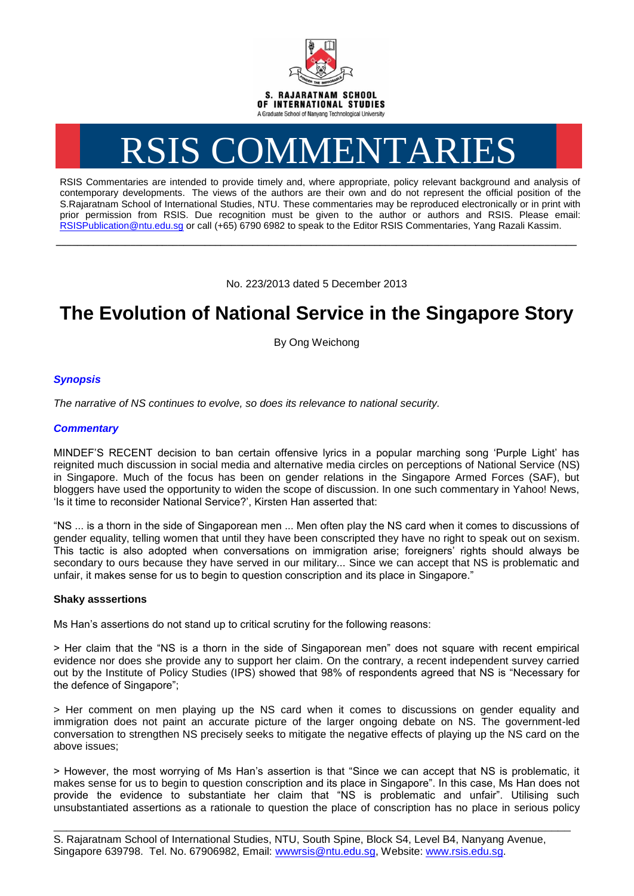S. RAJARATNAM SCHOOL OF INTERNATIONAL STUDIES
A Graduate School of Nanyang Technological University

# RSIS COMMENTARIES

RSIS Commentaries are intended to provide timely and, where appropriate, policy relevant background and analysis of contemporary developments. The views of the authors are their own and do not represent the official position of the S.Rajaratnam School of International Studies, NTU. These commentaries may be reproduced electronically or in print with prior permission from RSIS. Due recognition must be given to the author or authors and RSIS. Please email: RSISPublication@ntu.edu.sg or call (+65) 6790 6982 to speak to the Editor RSIS Commentaries, Yang Razali Kassim.

---

No. 223/2013 dated 5 December 2013

## The Evolution of National Service in the Singapore Story

By Ong Weichong

### *Synopsis*

*The narrative of NS continues to evolve, so does its relevance to national security.*

### *Commentary*

MINDEF'S RECENT decision to ban certain offensive lyrics in a popular marching song 'Purple Light' has reignited much discussion in social media and alternative media circles on perceptions of National Service (NS) in Singapore. Much of the focus has been on gender relations in the Singapore Armed Forces (SAF), but bloggers have used the opportunity to widen the scope of discussion. In one such commentary in Yahoo! News, 'Is it time to reconsider National Service?', Kirsten Han asserted that:

"NS ... is a thorn in the side of Singaporean men ... Men often play the NS card when it comes to discussions of gender equality, telling women that until they have been conscripted they have no right to speak out on sexism. This tactic is also adopted when conversations on immigration arise; foreigners' rights should always be secondary to ours because they have served in our military... Since we can accept that NS is problematic and unfair, it makes sense for us to begin to question conscription and its place in Singapore."

**Shaky asssertions**

Ms Han's assertions do not stand up to critical scrutiny for the following reasons:

> Her claim that the "NS is a thorn in the side of Singaporean men" does not square with recent empirical evidence nor does she provide any to support her claim. On the contrary, a recent independent survey carried out by the Institute of Policy Studies (IPS) showed that 98% of respondents agreed that NS is "Necessary for the defence of Singapore";

> Her comment on men playing up the NS card when it comes to discussions on gender equality and immigration does not paint an accurate picture of the larger ongoing debate on NS. The government-led conversation to strengthen NS precisely seeks to mitigate the negative effects of playing up the NS card on the above issues;

> However, the most worrying of Ms Han's assertion is that "Since we can accept that NS is problematic, it makes sense for us to begin to question conscription and its place in Singapore". In this case, Ms Han does not provide the evidence to substantiate her claim that "NS is problematic and unfair". Utilising such unsubstantiated assertions as a rationale to question the place of conscription has no place in serious policy

---

S. Rajaratnam School of International Studies, NTU, South Spine, Block S4, Level B4, Nanyang Avenue, Singapore 639798. Tel. No. 67906982, Email: wwwrsis@ntu.edu.sg, Website: www.rsis.edu.sg.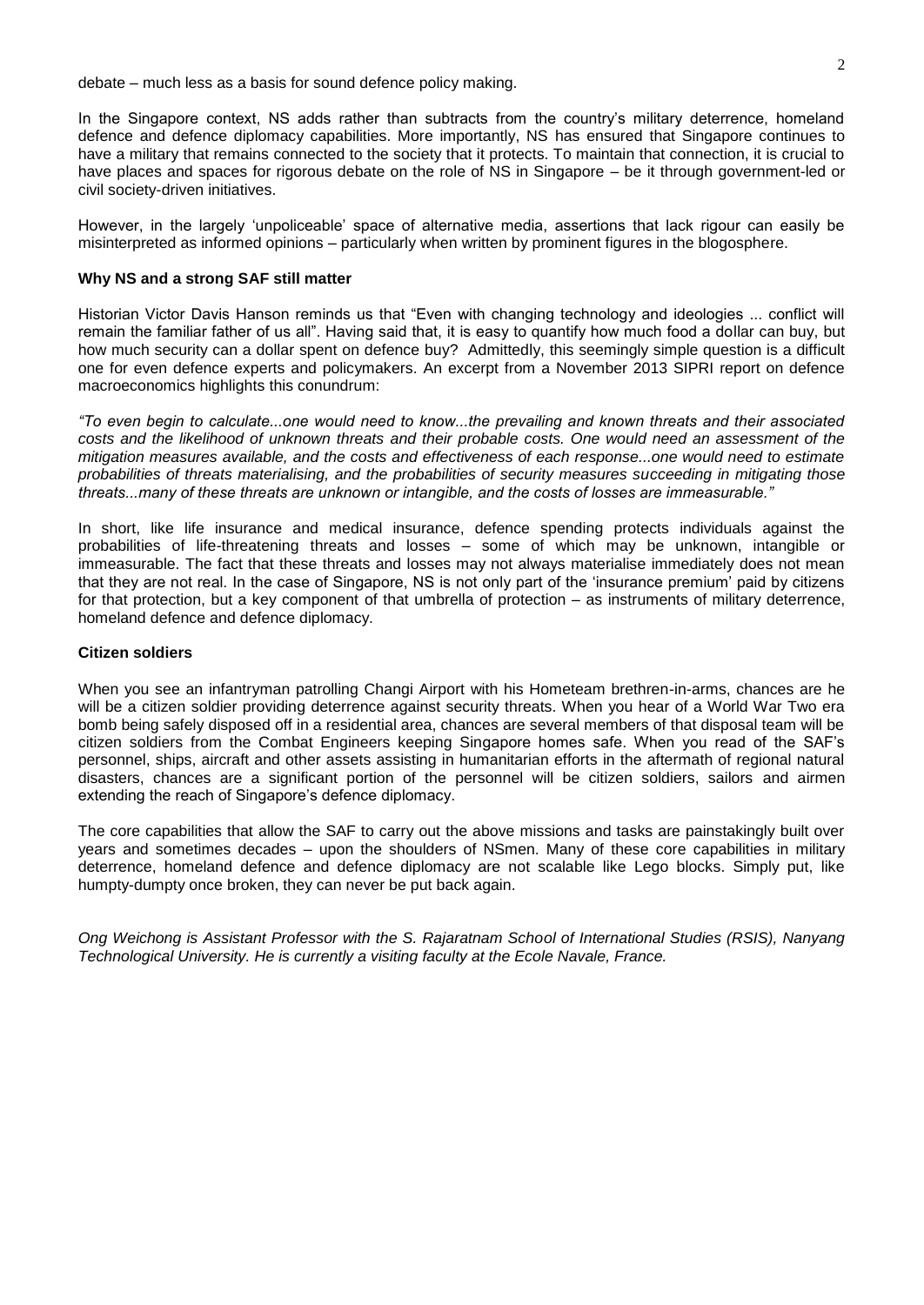debate – much less as a basis for sound defence policy making.

In the Singapore context, NS adds rather than subtracts from the country's military deterrence, homeland defence and defence diplomacy capabilities. More importantly, NS has ensured that Singapore continues to have a military that remains connected to the society that it protects. To maintain that connection, it is crucial to have places and spaces for rigorous debate on the role of NS in Singapore – be it through government-led or civil society-driven initiatives.

However, in the largely 'unpoliceable' space of alternative media, assertions that lack rigour can easily be misinterpreted as informed opinions – particularly when written by prominent figures in the blogosphere.

**Why NS and a strong SAF still matter**

Historian Victor Davis Hanson reminds us that "Even with changing technology and ideologies ... conflict will remain the familiar father of us all". Having said that, it is easy to quantify how much food a dollar can buy, but how much security can a dollar spent on defence buy? Admittedly, this seemingly simple question is a difficult one for even defence experts and policymakers. An excerpt from a November 2013 SIPRI report on defence macroeconomics highlights this conundrum:

*"To even begin to calculate...one would need to know...the prevailing and known threats and their associated costs and the likelihood of unknown threats and their probable costs. One would need an assessment of the mitigation measures available, and the costs and effectiveness of each response...one would need to estimate probabilities of threats materialising, and the probabilities of security measures succeeding in mitigating those threats...many of these threats are unknown or intangible, and the costs of losses are immeasurable."*

In short, like life insurance and medical insurance, defence spending protects individuals against the probabilities of life-threatening threats and losses – some of which may be unknown, intangible or immeasurable. The fact that these threats and losses may not always materialise immediately does not mean that they are not real. In the case of Singapore, NS is not only part of the 'insurance premium' paid by citizens for that protection, but a key component of that umbrella of protection – as instruments of military deterrence, homeland defence and defence diplomacy.

**Citizen soldiers**

When you see an infantryman patrolling Changi Airport with his Hometeam brethren-in-arms, chances are he will be a citizen soldier providing deterrence against security threats. When you hear of a World War Two era bomb being safely disposed off in a residential area, chances are several members of that disposal team will be citizen soldiers from the Combat Engineers keeping Singapore homes safe. When you read of the SAF's personnel, ships, aircraft and other assets assisting in humanitarian efforts in the aftermath of regional natural disasters, chances are a significant portion of the personnel will be citizen soldiers, sailors and airmen extending the reach of Singapore's defence diplomacy.

The core capabilities that allow the SAF to carry out the above missions and tasks are painstakingly built over years and sometimes decades – upon the shoulders of NSmen. Many of these core capabilities in military deterrence, homeland defence and defence diplomacy are not scalable like Lego blocks. Simply put, like humpty-dumpty once broken, they can never be put back again.

*Ong Weichong is Assistant Professor with the S. Rajaratnam School of International Studies (RSIS), Nanyang Technological University. He is currently a visiting faculty at the Ecole Navale, France.*